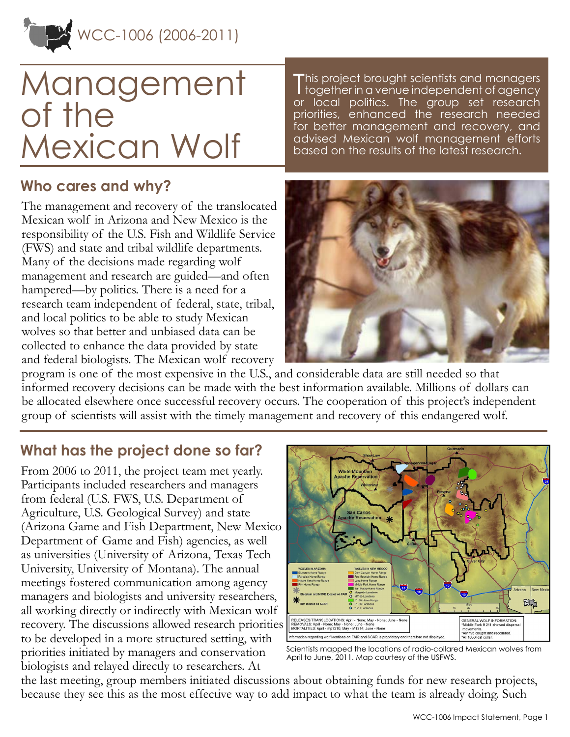WCC-1006 (2006-2011)

# Management of the Mexican Wolf

This project brought scientists and managers together in a venue independent of agency or local politics. The group set research priorities, enhanced the research needed for better management and recovery, and advised Mexican wolf management efforts based on the results of the latest research.

## Who cares and why?

The management and recovery of the translocated Mexican wolf in Arizona and New Mexico is the responsibility of the U.S. Fish and Wildlife Service (FWS) and state and tribal wildlife departments. Many of the decisions made regarding wolf management and research are guided—and often hampered—by politics. There is a need for a research team independent of federal, state, tribal, and local politics to be able to study Mexican wolves so that better and unbiased data can be collected to enhance the data provided by state and federal biologists. The Mexican wolf recovery program is one of the most expensive in the U.S., and considerable data are still needed so that informed recovery decisions can be made with the best information available. Millions of dollars can be allocated elsewhere once successful recovery occurs. The cooperation of this project's independent group of scientists will assist with the timely management and recovery of this endangered wolf.

## What has the project done so far?

From 2006 to 2011, the project team met yearly. Participants included researchers and managers from federal (U.S. FWS, U.S. Department of Agriculture, U.S. Geological Survey) and state (Arizona Game and Fish Department, New Mexico Department of Game and Fish) agencies, as well as universities (University of Arizona, Texas Tech University, University of Montana). The annual meetings fostered communication among agency managers and biologists and university researchers, all working directly or indirectly with Mexican wolf recovery. The discussions allowed research priorities to be developed in a more structured setting, with priorities initiated by managers and conservation biologists and relayed directly to researchers. At the last meeting, group members initiated discussions about obtaining funds for new research projects, because they see this as the most effective way to add impact to what the team is already doing. Such

Scientists mapped the locations of radio-collared Mexican wolves from April to June, 2011. Map courtesy of the USFWS.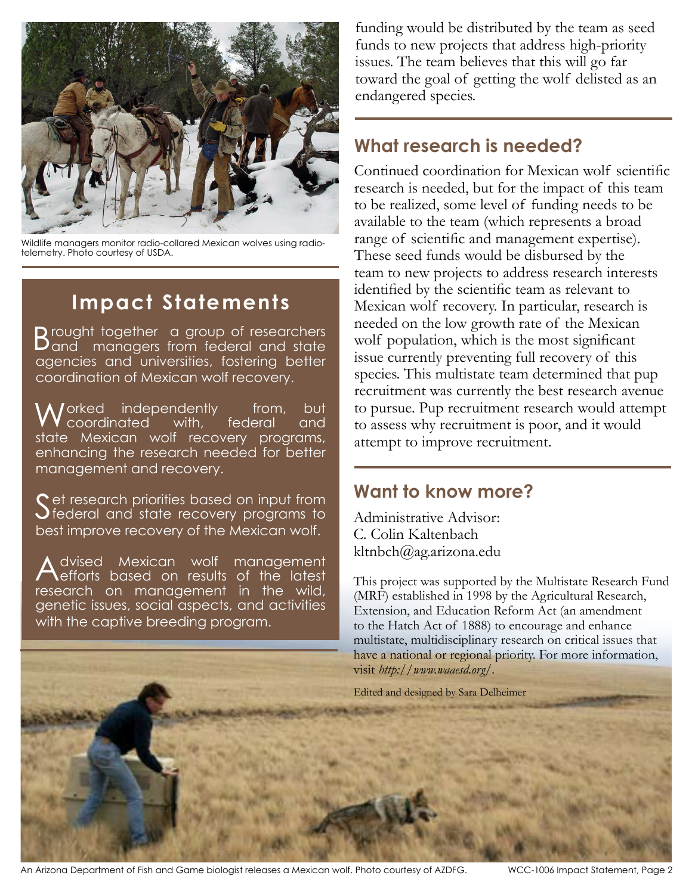Wildlife managers monitor radio-collared Mexican wolves using radio-telemetry. Photo courtesy of USDA.

## Impact Statements

Brought together a group of researchers and managers from federal and state agencies and universities, fostering better coordination of Mexican wolf recovery.

Worked independently from, but coordinated with, federal and state Mexican wolf recovery programs, enhancing the research needed for better management and recovery.

Set research priorities based on input from federal and state recovery programs to best improve recovery of the Mexican wolf.

Advised Mexican wolf management efforts based on results of the latest research on management in the wild, genetic issues, social aspects, and activities with the captive breeding program.

funding would be distributed by the team as seed funds to new projects that address high-priority issues. The team believes that this will go far toward the goal of getting the wolf delisted as an endangered species.

## What research is needed?

Continued coordination for Mexican wolf scientific research is needed, but for the impact of this team to be realized, some level of funding needs to be available to the team (which represents a broad range of scientific and management expertise). These seed funds would be disbursed by the team to new projects to address research interests identified by the scientific team as relevant to Mexican wolf recovery. In particular, research is needed on the low growth rate of the Mexican wolf population, which is the most significant issue currently preventing full recovery of this species. This multistate team determined that pup recruitment was currently the best research avenue to pursue. Pup recruitment research would attempt to assess why recruitment is poor, and it would attempt to improve recruitment.

## Want to know more?

Administrative Advisor:
C. Colin Kaltenbach
kltnbch@ag.arizona.edu

This project was supported by the Multistate Research Fund (MRF) established in 1998 by the Agricultural Research, Extension, and Education Reform Act (an amendment to the Hatch Act of 1888) to encourage and enhance multistate, multidisciplinary research on critical issues that have a national or regional priority. For more information, visit *http://www.waaesd.org/*.

Edited and designed by Sara Delheimer

An Arizona Department of Fish and Game biologist releases a Mexican wolf. Photo courtesy of AZDFG.